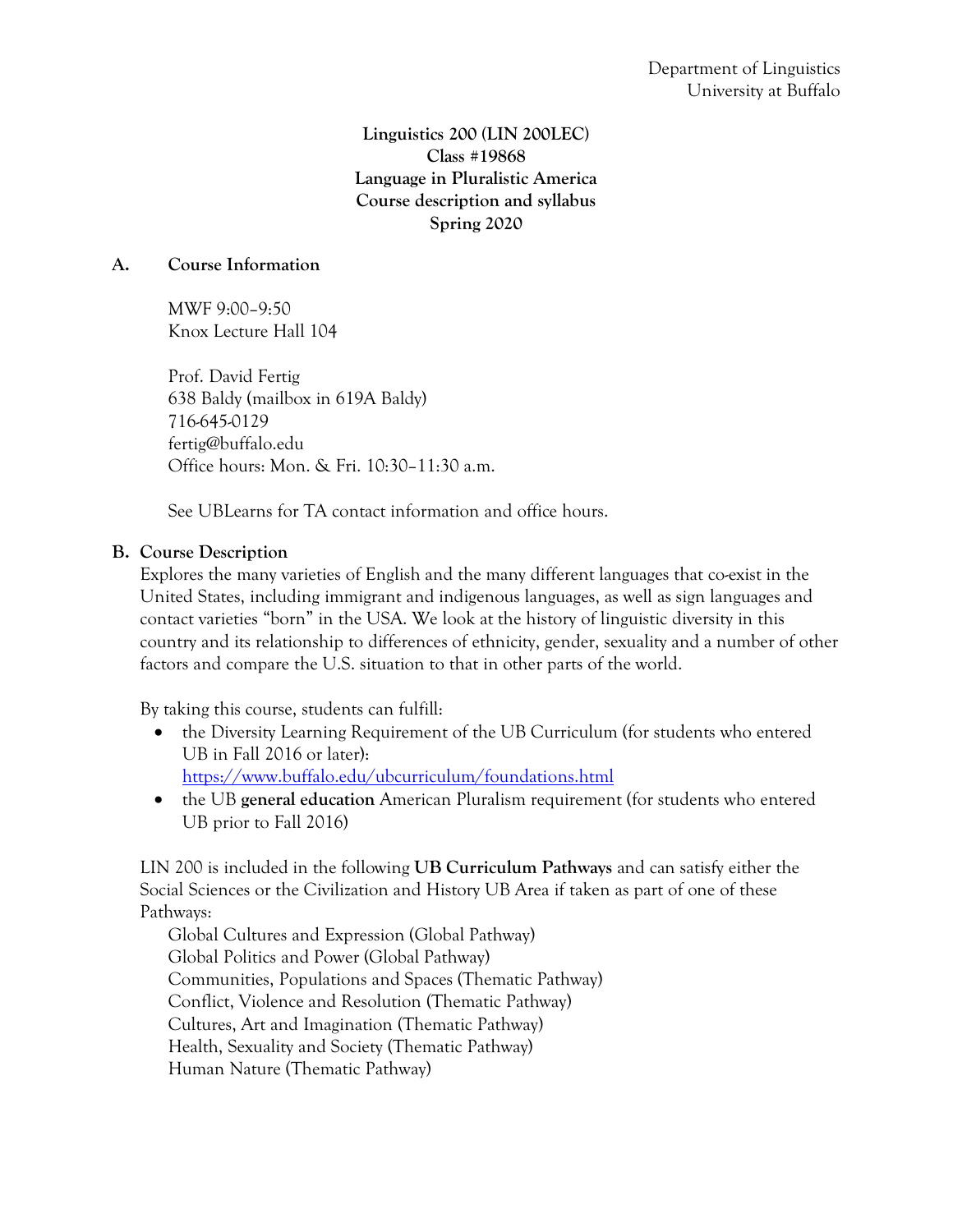Department of Linguistics
University at Buffalo

**Linguistics 200 (LIN 200LEC)**
**Class #19868**
**Language in Pluralistic America**
**Course description and syllabus**
**Spring 2020**

## A. Course Information

MWF 9:00–9:50
Knox Lecture Hall 104

Prof. David Fertig
638 Baldy (mailbox in 619A Baldy)
716-645-0129
fertig@buffalo.edu
Office hours: Mon. & Fri. 10:30–11:30 a.m.

See UBLearns for TA contact information and office hours.

## B. Course Description

Explores the many varieties of English and the many different languages that co-exist in the United States, including immigrant and indigenous languages, as well as sign languages and contact varieties "born" in the USA. We look at the history of linguistic diversity in this country and its relationship to differences of ethnicity, gender, sexuality and a number of other factors and compare the U.S. situation to that in other parts of the world.

By taking this course, students can fulfill:

- the Diversity Learning Requirement of the UB Curriculum (for students who entered UB in Fall 2016 or later): https://www.buffalo.edu/ubcurriculum/foundations.html
- the UB **general education** American Pluralism requirement (for students who entered UB prior to Fall 2016)

LIN 200 is included in the following **UB Curriculum Pathways** and can satisfy either the Social Sciences or the Civilization and History UB Area if taken as part of one of these Pathways:

Global Cultures and Expression (Global Pathway)
Global Politics and Power (Global Pathway)
Communities, Populations and Spaces (Thematic Pathway)
Conflict, Violence and Resolution (Thematic Pathway)
Cultures, Art and Imagination (Thematic Pathway)
Health, Sexuality and Society (Thematic Pathway)
Human Nature (Thematic Pathway)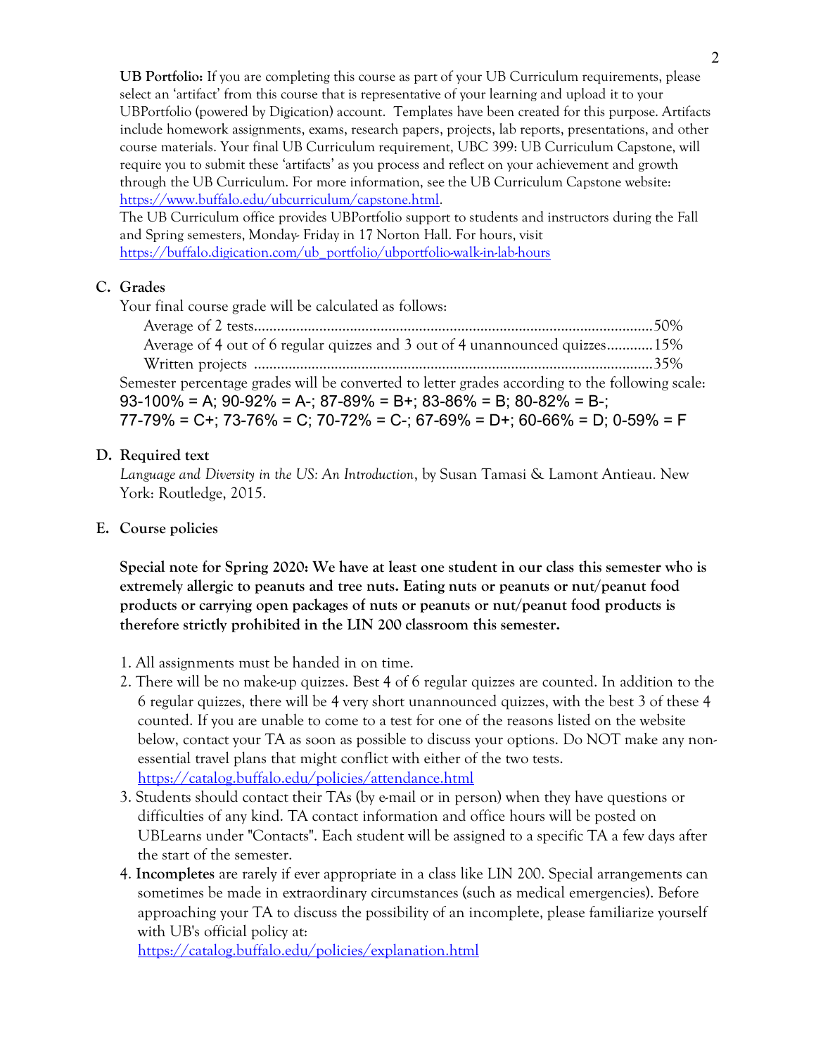**UB Portfolio:** If you are completing this course as part of your UB Curriculum requirements, please select an 'artifact' from this course that is representative of your learning and upload it to your UBPortfolio (powered by Digication) account. Templates have been created for this purpose. Artifacts include homework assignments, exams, research papers, projects, lab reports, presentations, and other course materials. Your final UB Curriculum requirement, UBC 399: UB Curriculum Capstone, will require you to submit these 'artifacts' as you process and reflect on your achievement and growth through the UB Curriculum. For more information, see the UB Curriculum Capstone website: https://www.buffalo.edu/ubcurriculum/capstone.html.

The UB Curriculum office provides UBPortfolio support to students and instructors during the Fall and Spring semesters, Monday- Friday in 17 Norton Hall. For hours, visit https://buffalo.digication.com/ub_portfolio/ubportfolio-walk-in-lab-hours

## C. Grades

Your final course grade will be calculated as follows:

- Average of 2 tests........................................................................................................50%
- Average of 4 out of 6 regular quizzes and 3 out of 4 unannounced quizzes............15%
- Written projects .........................................................................................................35%

Semester percentage grades will be converted to letter grades according to the following scale:
93-100% = A; 90-92% = A-; 87-89% = B+; 83-86% = B; 80-82% = B-;
77-79% = C+; 73-76% = C; 70-72% = C-; 67-69% = D+; 60-66% = D; 0-59% = F

## D. Required text

*Language and Diversity in the US: An Introduction*, by Susan Tamasi & Lamont Antieau. New York: Routledge, 2015.

## E. Course policies

**Special note for Spring 2020: We have at least one student in our class this semester who is extremely allergic to peanuts and tree nuts. Eating nuts or peanuts or nut/peanut food products or carrying open packages of nuts or peanuts or nut/peanut food products is therefore strictly prohibited in the LIN 200 classroom this semester.**

1. All assignments must be handed in on time.
2. There will be no make-up quizzes. Best 4 of 6 regular quizzes are counted. In addition to the 6 regular quizzes, there will be 4 very short unannounced quizzes, with the best 3 of these 4 counted. If you are unable to come to a test for one of the reasons listed on the website below, contact your TA as soon as possible to discuss your options. Do NOT make any non-essential travel plans that might conflict with either of the two tests. https://catalog.buffalo.edu/policies/attendance.html
3. Students should contact their TAs (by e-mail or in person) when they have questions or difficulties of any kind. TA contact information and office hours will be posted on UBLearns under "Contacts". Each student will be assigned to a specific TA a few days after the start of the semester.
4. **Incompletes** are rarely if ever appropriate in a class like LIN 200. Special arrangements can sometimes be made in extraordinary circumstances (such as medical emergencies). Before approaching your TA to discuss the possibility of an incomplete, please familiarize yourself with UB's official policy at: https://catalog.buffalo.edu/policies/explanation.html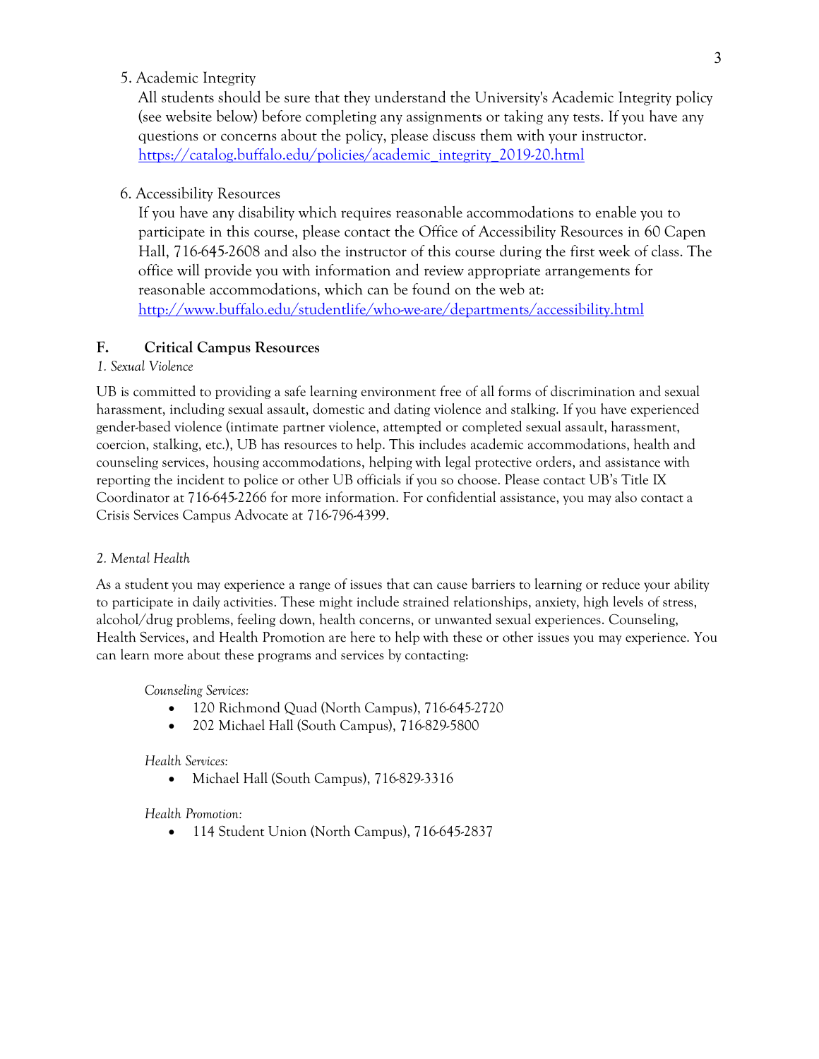5. Academic Integrity

   All students should be sure that they understand the University's Academic Integrity policy (see website below) before completing any assignments or taking any tests. If you have any questions or concerns about the policy, please discuss them with your instructor.
   [https://catalog.buffalo.edu/policies/academic_integrity_2019-20.html](https://catalog.buffalo.edu/policies/academic_integrity_2019-20.html)

6. Accessibility Resources

   If you have any disability which requires reasonable accommodations to enable you to participate in this course, please contact the Office of Accessibility Resources in 60 Capen Hall, 716-645-2608 and also the instructor of this course during the first week of class. The office will provide you with information and review appropriate arrangements for reasonable accommodations, which can be found on the web at:
   [http://www.buffalo.edu/studentlife/who-we-are/departments/accessibility.html](http://www.buffalo.edu/studentlife/who-we-are/departments/accessibility.html)

## F. Critical Campus Resources

*1. Sexual Violence*

UB is committed to providing a safe learning environment free of all forms of discrimination and sexual harassment, including sexual assault, domestic and dating violence and stalking. If you have experienced gender-based violence (intimate partner violence, attempted or completed sexual assault, harassment, coercion, stalking, etc.), UB has resources to help. This includes academic accommodations, health and counseling services, housing accommodations, helping with legal protective orders, and assistance with reporting the incident to police or other UB officials if you so choose. Please contact UB's Title IX Coordinator at 716-645-2266 for more information. For confidential assistance, you may also contact a Crisis Services Campus Advocate at 716-796-4399.

*2. Mental Health*

As a student you may experience a range of issues that can cause barriers to learning or reduce your ability to participate in daily activities. These might include strained relationships, anxiety, high levels of stress, alcohol/drug problems, feeling down, health concerns, or unwanted sexual experiences. Counseling, Health Services, and Health Promotion are here to help with these or other issues you may experience. You can learn more about these programs and services by contacting:

*Counseling Services:*

- 120 Richmond Quad (North Campus), 716-645-2720
- 202 Michael Hall (South Campus), 716-829-5800

*Health Services:*

- Michael Hall (South Campus), 716-829-3316

*Health Promotion:*

- 114 Student Union (North Campus), 716-645-2837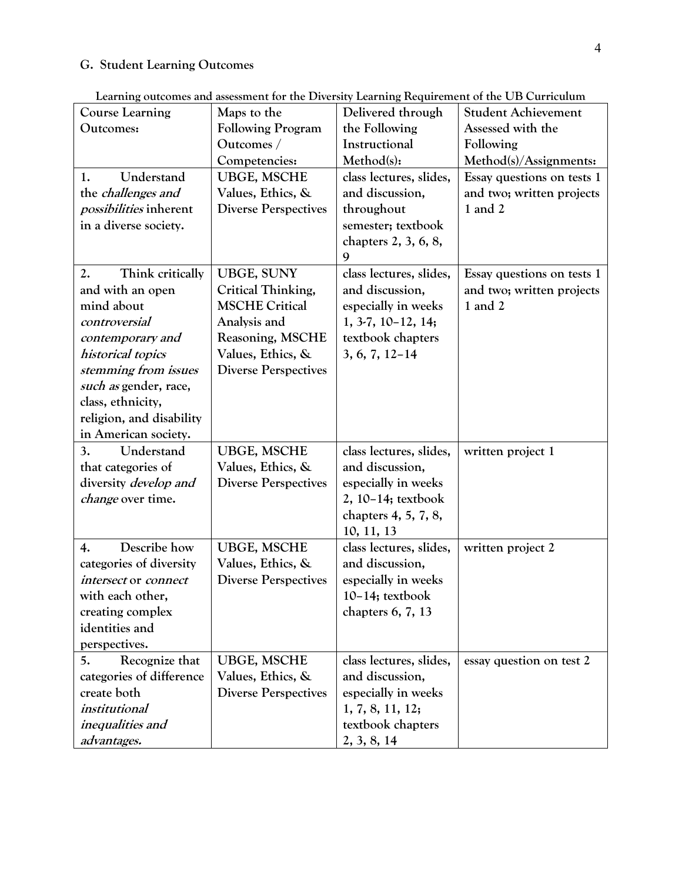## G. Student Learning Outcomes

**Learning outcomes and assessment for the Diversity Learning Requirement of the UB Curriculum**

| Course Learning Outcomes: | Maps to the Following Program Outcomes / Competencies: | Delivered through the Following Instructional Method(s): | Student Achievement Assessed with the Following Method(s)/Assignments: |
|---|---|---|---|
| 1. Understand the *challenges and possibilities* inherent in a diverse society. | UBGE, MSCHE Values, Ethics, & Diverse Perspectives | class lectures, slides, and discussion, throughout semester; textbook chapters 2, 3, 6, 8, 9 | Essay questions on tests 1 and two; written projects 1 and 2 |
| 2. Think critically and with an open mind about *controversial contemporary and historical topics stemming from issues such as* gender, race, class, ethnicity, religion, and disability in American society. | UBGE, SUNY Critical Thinking, MSCHE Critical Analysis and Reasoning, MSCHE Values, Ethics, & Diverse Perspectives | class lectures, slides, and discussion, especially in weeks 1, 3-7, 10–12, 14; textbook chapters 3, 6, 7, 12–14 | Essay questions on tests 1 and two; written projects 1 and 2 |
| 3. Understand that categories of diversity *develop and change* over time. | UBGE, MSCHE Values, Ethics, & Diverse Perspectives | class lectures, slides, and discussion, especially in weeks 2, 10–14; textbook chapters 4, 5, 7, 8, 10, 11, 13 | written project 1 |
| 4. Describe how categories of diversity *intersect* or *connect* with each other, creating complex identities and perspectives. | UBGE, MSCHE Values, Ethics, & Diverse Perspectives | class lectures, slides, and discussion, especially in weeks 10–14; textbook chapters 6, 7, 13 | written project 2 |
| 5. Recognize that categories of difference create both *institutional inequalities and advantages.* | UBGE, MSCHE Values, Ethics, & Diverse Perspectives | class lectures, slides, and discussion, especially in weeks 1, 7, 8, 11, 12; textbook chapters 2, 3, 8, 14 | essay question on test 2 |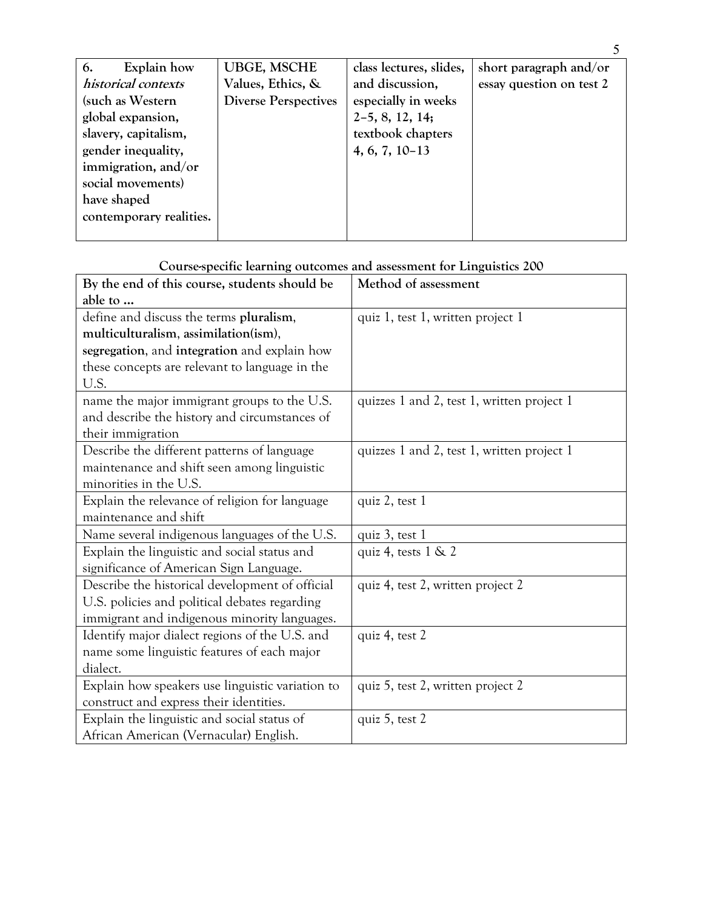| **6. Explain how *historical contexts* (such as Western global expansion, slavery, capitalism, gender inequality, immigration, and/or social movements) have shaped contemporary realities.** | **UBGE, MSCHE Values, Ethics, & Diverse Perspectives** | **class lectures, slides, and discussion, especially in weeks 2–5, 8, 12, 14; textbook chapters 4, 6, 7, 10–13** | **short paragraph and/or essay question on test 2** |
|---|---|---|---|

**Course-specific learning outcomes and assessment for Linguistics 200**

| By the end of this course, students should be able to ... | Method of assessment |
|---|---|
| define and discuss the terms **pluralism**, **multiculturalism**, **assimilation(ism)**, **segregation**, and **integration** and explain how these concepts are relevant to language in the U.S. | quiz 1, test 1, written project 1 |
| name the major immigrant groups to the U.S. and describe the history and circumstances of their immigration | quizzes 1 and 2, test 1, written project 1 |
| Describe the different patterns of language maintenance and shift seen among linguistic minorities in the U.S. | quizzes 1 and 2, test 1, written project 1 |
| Explain the relevance of religion for language maintenance and shift | quiz 2, test 1 |
| Name several indigenous languages of the U.S. | quiz 3, test 1 |
| Explain the linguistic and social status and significance of American Sign Language. | quiz 4, tests 1 & 2 |
| Describe the historical development of official U.S. policies and political debates regarding immigrant and indigenous minority languages. | quiz 4, test 2, written project 2 |
| Identify major dialect regions of the U.S. and name some linguistic features of each major dialect. | quiz 4, test 2 |
| Explain how speakers use linguistic variation to construct and express their identities. | quiz 5, test 2, written project 2 |
| Explain the linguistic and social status of African American (Vernacular) English. | quiz 5, test 2 |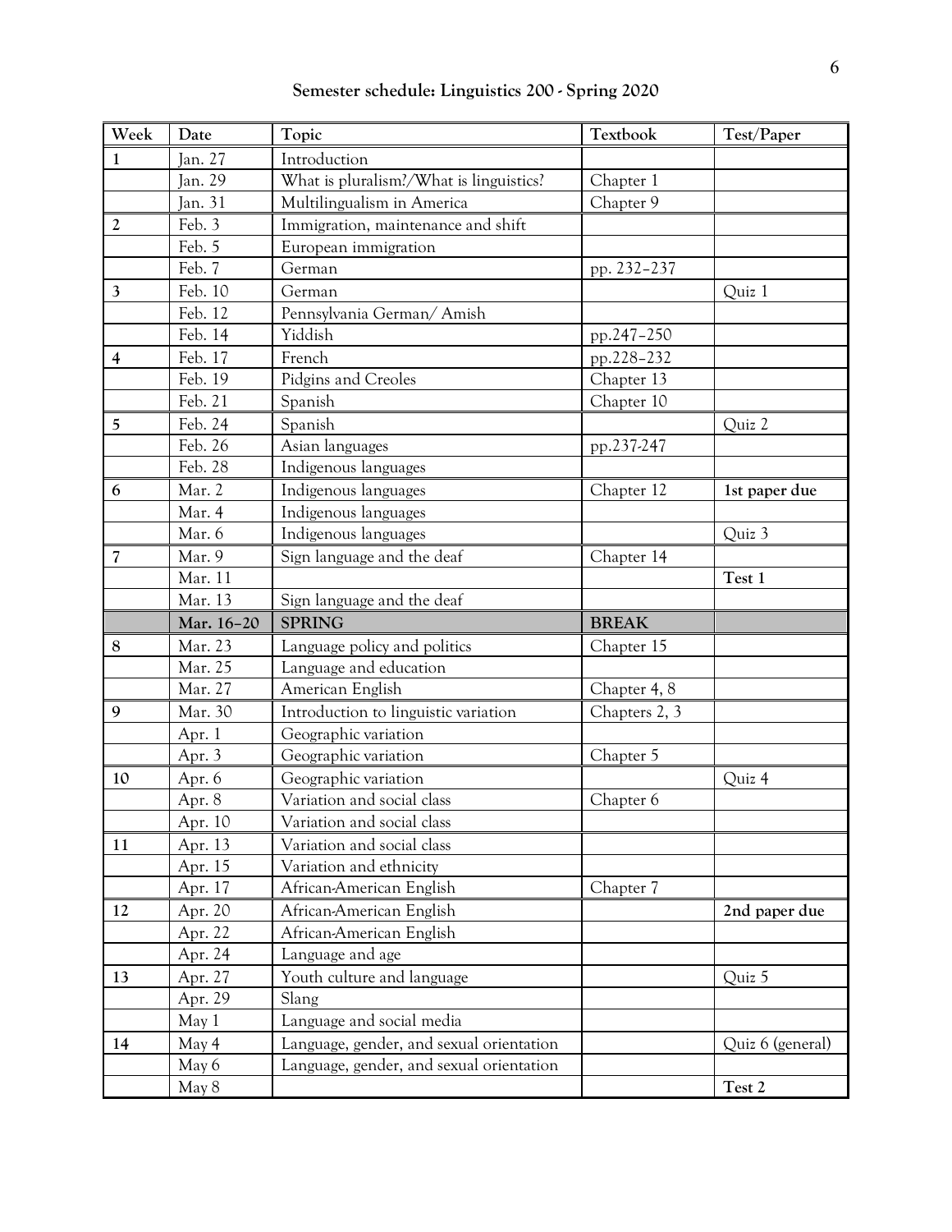**Semester schedule: Linguistics 200 - Spring 2020**

| Week | Date | Topic | Textbook | Test/Paper |
|---|---|---|---|---|
| 1 | Jan. 27 | Introduction | | |
| | Jan. 29 | What is pluralism?/What is linguistics? | Chapter 1 | |
| | Jan. 31 | Multilingualism in America | Chapter 9 | |
| 2 | Feb. 3 | Immigration, maintenance and shift | | |
| | Feb. 5 | European immigration | | |
| | Feb. 7 | German | pp. 232–237 | |
| 3 | Feb. 10 | German | | Quiz 1 |
| | Feb. 12 | Pennsylvania German/ Amish | | |
| | Feb. 14 | Yiddish | pp.247–250 | |
| 4 | Feb. 17 | French | pp.228–232 | |
| | Feb. 19 | Pidgins and Creoles | Chapter 13 | |
| | Feb. 21 | Spanish | Chapter 10 | |
| 5 | Feb. 24 | Spanish | | Quiz 2 |
| | Feb. 26 | Asian languages | pp.237-247 | |
| | Feb. 28 | Indigenous languages | | |
| 6 | Mar. 2 | Indigenous languages | Chapter 12 | **1st paper due** |
| | Mar. 4 | Indigenous languages | | |
| | Mar. 6 | Indigenous languages | | Quiz 3 |
| 7 | Mar. 9 | Sign language and the deaf | Chapter 14 | |
| | Mar. 11 | | | **Test 1** |
| | Mar. 13 | Sign language and the deaf | | |
| | **Mar. 16–20** | **SPRING** | **BREAK** | |
| 8 | Mar. 23 | Language policy and politics | Chapter 15 | |
| | Mar. 25 | Language and education | | |
| | Mar. 27 | American English | Chapter 4, 8 | |
| 9 | Mar. 30 | Introduction to linguistic variation | Chapters 2, 3 | |
| | Apr. 1 | Geographic variation | | |
| | Apr. 3 | Geographic variation | Chapter 5 | |
| 10 | Apr. 6 | Geographic variation | | Quiz 4 |
| | Apr. 8 | Variation and social class | Chapter 6 | |
| | Apr. 10 | Variation and social class | | |
| 11 | Apr. 13 | Variation and social class | | |
| | Apr. 15 | Variation and ethnicity | | |
| | Apr. 17 | African-American English | Chapter 7 | |
| 12 | Apr. 20 | African-American English | | **2nd paper due** |
| | Apr. 22 | African-American English | | |
| | Apr. 24 | Language and age | | |
| 13 | Apr. 27 | Youth culture and language | | Quiz 5 |
| | Apr. 29 | Slang | | |
| | May 1 | Language and social media | | |
| 14 | May 4 | Language, gender, and sexual orientation | | Quiz 6 (general) |
| | May 6 | Language, gender, and sexual orientation | | |
| | May 8 | | | **Test 2** |